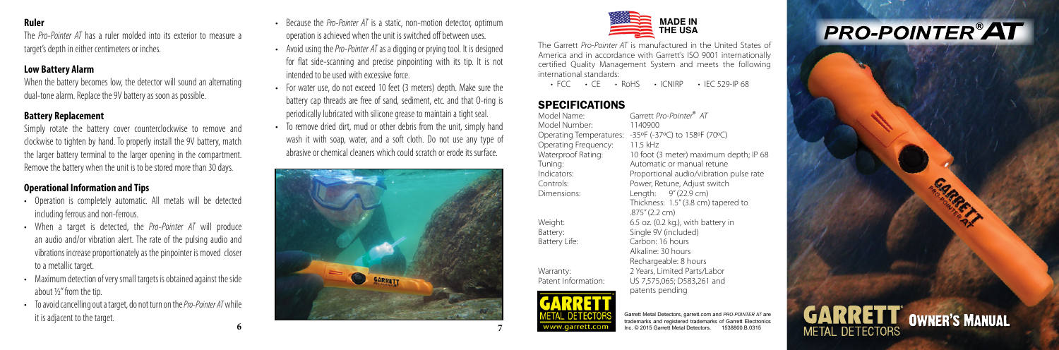## Ruler

The *Pro-Pointer AT* has a ruler molded into its exterior to measure a target's depth in either centimeters or inches.

## Low Battery Alarm

When the battery becomes low, the detector will sound an alternating dual-tone alarm. Replace the 9V battery as soon as possible.

## Battery Replacement

Simply rotate the battery cover counterclockwise to remove and clockwise to tighten by hand. To properly install the 9V battery, match the larger battery terminal to the larger opening in the compartment. Remove the battery when the unit is to be stored more than 30 days.

## Operational Information and Tips

- Operation is completely automatic. All metals will be detected including ferrous and non-ferrous.
- When a target is detected, the *Pro-Pointer AT* will produce an audio and/or vibration alert. The rate of the pulsing audio and vibrations increase proportionately as the pinpointer is moved closer to a metallic target.
- Maximum detection of very small targets is obtained against the side about ½" from the tip.
- To avoid cancelling out a target, do not turn on the *Pro-Pointer AT* while it is adjacent to the target.
- Because the *Pro-Pointer AT* is a static, non-motion detector, optimum operation is achieved when the unit is switched off between uses.
- Avoid using the *Pro-Pointer AT* as a digging or prying tool. It is designed for flat side-scanning and precise pinpointing with its tip. It is not intended to be used with excessive force.
- For water use, do not exceed 10 feet (3 meters) depth. Make sure the battery cap threads are free of sand, sediment, etc. and that O-ring is periodically lubricated with silicone grease to maintain a tight seal.
- To remove dried dirt, mud or other debris from the unit, simply hand wash it with soap, water, and a soft cloth. Do not use any type of abrasive or chemical cleaners which could scratch or erode its surface.

**MADE IN THE USA**

The Garrett *Pro-Pointer AT* is manufactured in the United States of America and in accordance with Garrett's ISO 9001 internationally certified Quality Management System and meets the following international standards:

- FCC • CE • RoHS • ICNIRP • IEC 529-IP 68

## SPECIFICATIONS

| | |
|---|---|
| Model Name: | Garrett *Pro-Pointer®* *AT* |
| Model Number: | 1140900 |
| Operating Temperatures: | -35ºF (-37ºC) to 158ºF (70ºC) |
| Operating Frequency: | 11.5 kHz |
| Waterproof Rating: | 10 foot (3 meter) maximum depth; IP 68 |
| Tuning: | Automatic or manual retune |
| Indicators: | Proportional audio/vibration pulse rate |
| Controls: | Power, Retune, Adjust switch |
| Dimensions: | Length: 9" (22.9 cm)<br>Thickness: 1.5" (3.8 cm) tapered to .875" (2.2 cm) |
| Weight: | 6.5 oz. (0.2 kg.), with battery in |
| Battery: | Single 9V (included) |
| Battery Life: | Carbon: 16 hours<br>Alkaline: 30 hours<br>Rechargeable: 8 hours |
| Warranty: | 2 Years, Limited Parts/Labor |
| Patent Information: | US 7,575,065; D583,261 and patents pending |

GARRETT METAL DETECTORS www.garrett.com

Garrett Metal Detectors, garrett.com and *PRO-POINTER AT* are trademarks and registered trademarks of Garrett Electronics Inc. © 2015 Garrett Metal Detectors. 1538800.B.0315

# PRO-POINTER® AT

GARRETT® METAL DETECTORS **OWNER'S MANUAL**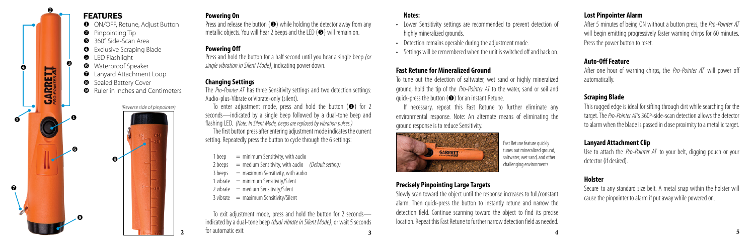## FEATURES

1. ON/OFF, Retune, Adjust Button
2. Pinpointing Tip
3. 360° Side-Scan Area
4. Exclusive Scraping Blade
5. LED Flashlight
6. Waterproof Speaker
7. Lanyard Attachment Loop
8. Sealed Battery Cover
9. Ruler in Inches and Centimeters

*(Reverse side of pinpointer)*

### Powering On

Press and release the button (1) while holding the detector away from any metallic objects. You will hear 2 beeps and the LED (5) will remain on.

### Powering Off

Press and hold the button for a half second until you hear a single beep *(or single vibration in Silent Mode)*, indicating power down.

### Changing Settings

The *Pro-Pointer AT* has three Sensitivity settings and two detection settings: Audio-plus-Vibrate or Vibrate-only (silent).

To enter adjustment mode, press and hold the button (1) for 2 seconds—indicated by a single beep followed by a dual-tone beep and flashing LED. *(Note: In Silent Mode, beeps are replaced by vibration pulses.)*

The first button press after entering adjustment mode indicates the current setting. Repeatedly press the button to cycle through the 6 settings:

| | |
|---|---|
| 1 beep | = minimum Sensitivity, with audio |
| 2 beeps | = medium Sensitivity, with audio *(Default setting)* |
| 3 beeps | = maximum Sensitivity, with audio |
| 1 vibrate | = minimum Sensitivity/Silent |
| 2 vibrate | = medium Sensitivity/Silent |
| 3 vibrate | = maximum Sensitivity/Silent |

To exit adjustment mode, press and hold the button for 2 seconds—indicated by a dual-tone beep *(dual vibrate in Silent Mode)*, or wait 5 seconds for automatic exit.

#### Notes:

- Lower Sensitivity settings are recommended to prevent detection of highly mineralized grounds.
- Detection remains operable during the adjustment mode.
- Settings will be remembered when the unit is switched off and back on.

### Fast Retune for Mineralized Ground

To tune out the detection of saltwater, wet sand or highly mineralized ground, hold the tip of the *Pro-Pointer AT* to the water, sand or soil and quick-press the button (1) for an instant Retune.

If necessary, repeat this Fast Retune to further eliminate any environmental response. Note: An alternate means of eliminating the ground response is to reduce Sensitivity.

Fast Retune feature quickly tunes out mineralized ground, saltwater, wet sand, and other challenging environments.

### Precisely Pinpointing Large Targets

Slowly scan toward the object until the response increases to full/constant alarm. Then quick-press the button to instantly retune and narrow the detection field. Continue scanning toward the object to find its precise location. Repeat this Fast Retune to further narrow detection field as needed.

### Lost Pinpointer Alarm

After 5 minutes of being ON without a button press, the *Pro-Pointer AT* will begin emitting progressively faster warning chirps for 60 minutes. Press the power button to reset.

### Auto-Off Feature

After one hour of warning chirps, the *Pro-Pointer AT* will power off automatically.

### Scraping Blade

This rugged edge is ideal for sifting through dirt while searching for the target. The *Pro-Pointer AT*'s 360º-side-scan detection allows the detector to alarm when the blade is passed in close proximity to a metallic target.

### Lanyard Attachment Clip

Use to attach the *Pro-Pointer AT* to your belt, digging pouch or your detector (if desired).

### Holster

Secure to any standard size belt. A metal snap within the holster will cause the pinpointer to alarm if put away while powered on.